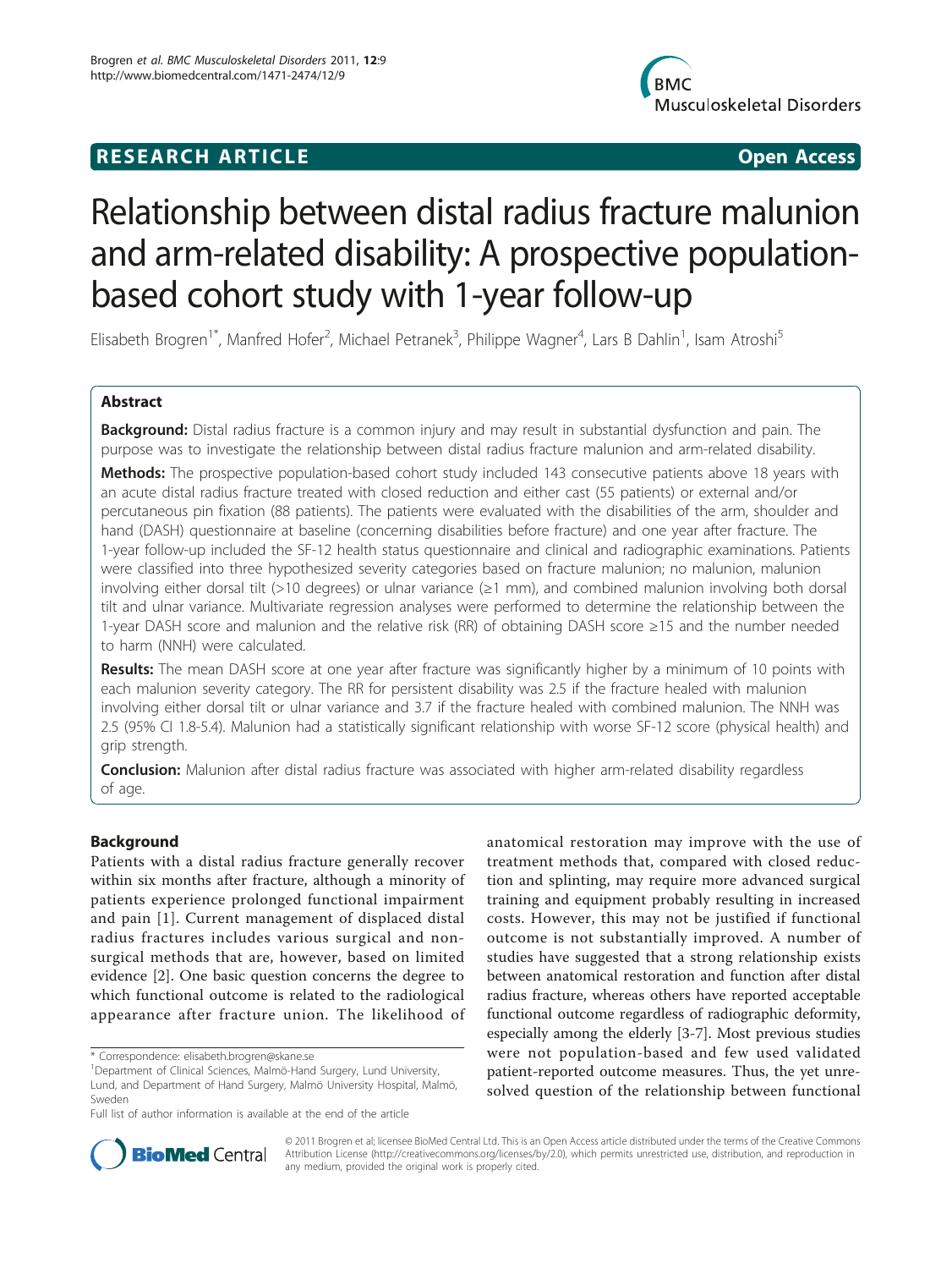**RESEARCH ARTICLE** **Open Access**

# Relationship between distal radius fracture malunion and arm-related disability: A prospective population-based cohort study with 1-year follow-up

Elisabeth Brogren[1*], Manfred Hofer[2], Michael Petranek[3], Philippe Wagner[4], Lars B Dahlin[1], Isam Atroshi[5]

## Abstract

**Background:** Distal radius fracture is a common injury and may result in substantial dysfunction and pain. The purpose was to investigate the relationship between distal radius fracture malunion and arm-related disability.

**Methods:** The prospective population-based cohort study included 143 consecutive patients above 18 years with an acute distal radius fracture treated with closed reduction and either cast (55 patients) or external and/or percutaneous pin fixation (88 patients). The patients were evaluated with the disabilities of the arm, shoulder and hand (DASH) questionnaire at baseline (concerning disabilities before fracture) and one year after fracture. The 1-year follow-up included the SF-12 health status questionnaire and clinical and radiographic examinations. Patients were classified into three hypothesized severity categories based on fracture malunion; no malunion, malunion involving either dorsal tilt (>10 degrees) or ulnar variance (≥1 mm), and combined malunion involving both dorsal tilt and ulnar variance. Multivariate regression analyses were performed to determine the relationship between the 1-year DASH score and malunion and the relative risk (RR) of obtaining DASH score ≥15 and the number needed to harm (NNH) were calculated.

**Results:** The mean DASH score at one year after fracture was significantly higher by a minimum of 10 points with each malunion severity category. The RR for persistent disability was 2.5 if the fracture healed with malunion involving either dorsal tilt or ulnar variance and 3.7 if the fracture healed with combined malunion. The NNH was 2.5 (95% CI 1.8-5.4). Malunion had a statistically significant relationship with worse SF-12 score (physical health) and grip strength.

**Conclusion:** Malunion after distal radius fracture was associated with higher arm-related disability regardless of age.

## Background

Patients with a distal radius fracture generally recover within six months after fracture, although a minority of patients experience prolonged functional impairment and pain [1]. Current management of displaced distal radius fractures includes various surgical and non-surgical methods that are, however, based on limited evidence [2]. One basic question concerns the degree to which functional outcome is related to the radiological appearance after fracture union. The likelihood of anatomical restoration may improve with the use of treatment methods that, compared with closed reduction and splinting, may require more advanced surgical training and equipment probably resulting in increased costs. However, this may not be justified if functional outcome is not substantially improved. A number of studies have suggested that a strong relationship exists between anatomical restoration and function after distal radius fracture, whereas others have reported acceptable functional outcome regardless of radiographic deformity, especially among the elderly [3-7]. Most previous studies were not population-based and few used validated patient-reported outcome measures. Thus, the yet unresolved question of the relationship between functional

\* Correspondence: elisabeth.brogren@skane.se

[1]Department of Clinical Sciences, Malmö-Hand Surgery, Lund University, Lund, and Department of Hand Surgery, Malmö University Hospital, Malmö, Sweden

Full list of author information is available at the end of the article

© 2011 Brogren et al; licensee BioMed Central Ltd. This is an Open Access article distributed under the terms of the Creative Commons Attribution License (http://creativecommons.org/licenses/by/2.0), which permits unrestricted use, distribution, and reproduction in any medium, provided the original work is properly cited.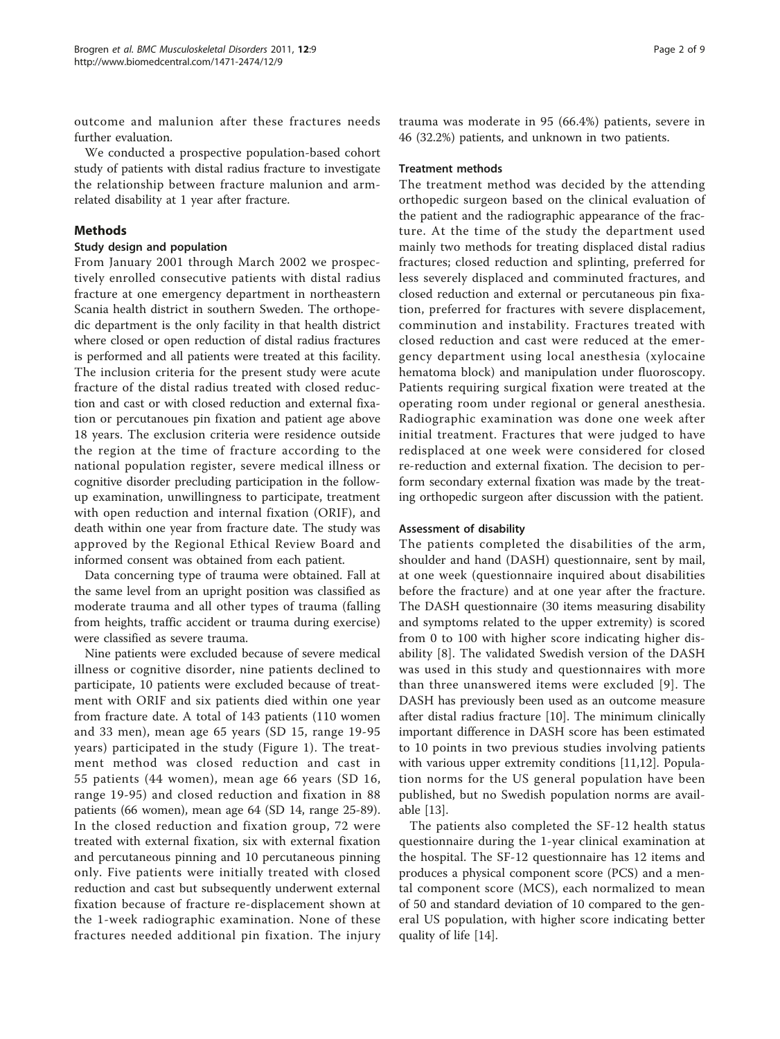outcome and malunion after these fractures needs further evaluation.

We conducted a prospective population-based cohort study of patients with distal radius fracture to investigate the relationship between fracture malunion and arm-related disability at 1 year after fracture.

## Methods

### Study design and population

From January 2001 through March 2002 we prospectively enrolled consecutive patients with distal radius fracture at one emergency department in northeastern Scania health district in southern Sweden. The orthopedic department is the only facility in that health district where closed or open reduction of distal radius fractures is performed and all patients were treated at this facility. The inclusion criteria for the present study were acute fracture of the distal radius treated with closed reduction and cast or with closed reduction and external fixation or percutanoues pin fixation and patient age above 18 years. The exclusion criteria were residence outside the region at the time of fracture according to the national population register, severe medical illness or cognitive disorder precluding participation in the follow-up examination, unwillingness to participate, treatment with open reduction and internal fixation (ORIF), and death within one year from fracture date. The study was approved by the Regional Ethical Review Board and informed consent was obtained from each patient.

Data concerning type of trauma were obtained. Fall at the same level from an upright position was classified as moderate trauma and all other types of trauma (falling from heights, traffic accident or trauma during exercise) were classified as severe trauma.

Nine patients were excluded because of severe medical illness or cognitive disorder, nine patients declined to participate, 10 patients were excluded because of treatment with ORIF and six patients died within one year from fracture date. A total of 143 patients (110 women and 33 men), mean age 65 years (SD 15, range 19-95 years) participated in the study (Figure 1). The treatment method was closed reduction and cast in 55 patients (44 women), mean age 66 years (SD 16, range 19-95) and closed reduction and fixation in 88 patients (66 women), mean age 64 (SD 14, range 25-89). In the closed reduction and fixation group, 72 were treated with external fixation, six with external fixation and percutaneous pinning and 10 percutaneous pinning only. Five patients were initially treated with closed reduction and cast but subsequently underwent external fixation because of fracture re-displacement shown at the 1-week radiographic examination. None of these fractures needed additional pin fixation. The injury trauma was moderate in 95 (66.4%) patients, severe in 46 (32.2%) patients, and unknown in two patients.

### Treatment methods

The treatment method was decided by the attending orthopedic surgeon based on the clinical evaluation of the patient and the radiographic appearance of the fracture. At the time of the study the department used mainly two methods for treating displaced distal radius fractures; closed reduction and splinting, preferred for less severely displaced and comminuted fractures, and closed reduction and external or percutaneous pin fixation, preferred for fractures with severe displacement, comminution and instability. Fractures treated with closed reduction and cast were reduced at the emergency department using local anesthesia (xylocaine hematoma block) and manipulation under fluoroscopy. Patients requiring surgical fixation were treated at the operating room under regional or general anesthesia. Radiographic examination was done one week after initial treatment. Fractures that were judged to have redisplaced at one week were considered for closed re-reduction and external fixation. The decision to perform secondary external fixation was made by the treating orthopedic surgeon after discussion with the patient.

### Assessment of disability

The patients completed the disabilities of the arm, shoulder and hand (DASH) questionnaire, sent by mail, at one week (questionnaire inquired about disabilities before the fracture) and at one year after the fracture. The DASH questionnaire (30 items measuring disability and symptoms related to the upper extremity) is scored from 0 to 100 with higher score indicating higher disability [8]. The validated Swedish version of the DASH was used in this study and questionnaires with more than three unanswered items were excluded [9]. The DASH has previously been used as an outcome measure after distal radius fracture [10]. The minimum clinically important difference in DASH score has been estimated to 10 points in two previous studies involving patients with various upper extremity conditions [11,12]. Population norms for the US general population have been published, but no Swedish population norms are available [13].

The patients also completed the SF-12 health status questionnaire during the 1-year clinical examination at the hospital. The SF-12 questionnaire has 12 items and produces a physical component score (PCS) and a mental component score (MCS), each normalized to mean of 50 and standard deviation of 10 compared to the general US population, with higher score indicating better quality of life [14].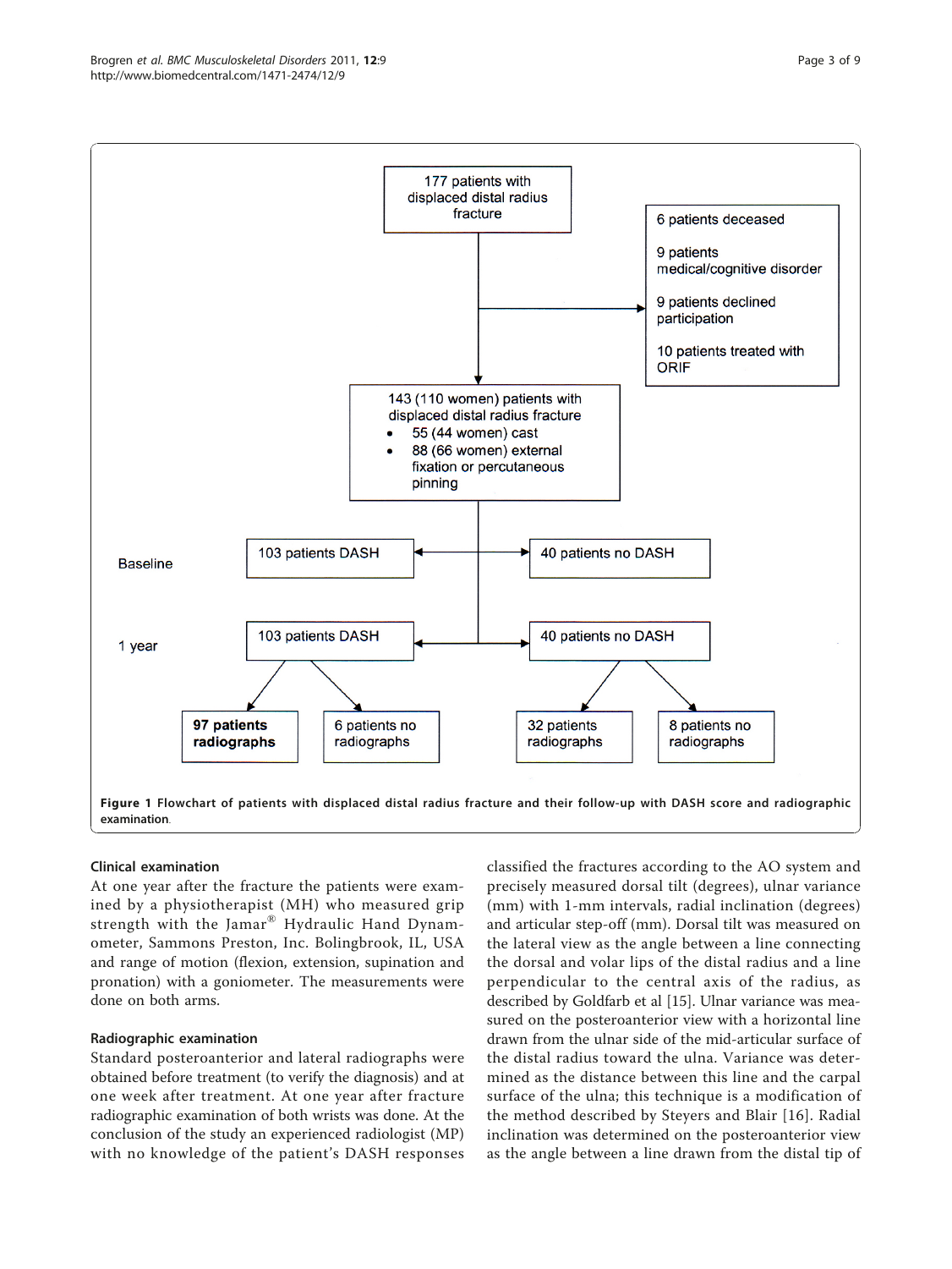177 patients with displaced distal radius fracture

- 6 patients deceased
- 9 patients medical/cognitive disorder
- 9 patients declined participation
- 10 patients treated with ORIF

143 (110 women) patients with displaced distal radius fracture
- 55 (44 women) cast
- 88 (66 women) external fixation or percutaneous pinning

Baseline: 103 patients DASH; 40 patients no DASH

1 year: 103 patients DASH; 40 patients no DASH

**97 patients radiographs**; 6 patients no radiographs; 32 patients radiographs; 8 patients no radiographs

**Figure 1 Flowchart of patients with displaced distal radius fracture and their follow-up with DASH score and radiographic examination**.

### Clinical examination

At one year after the fracture the patients were examined by a physiotherapist (MH) who measured grip strength with the Jamar® Hydraulic Hand Dynamometer, Sammons Preston, Inc. Bolingbrook, IL, USA and range of motion (flexion, extension, supination and pronation) with a goniometer. The measurements were done on both arms.

### Radiographic examination

Standard posteroanterior and lateral radiographs were obtained before treatment (to verify the diagnosis) and at one week after treatment. At one year after fracture radiographic examination of both wrists was done. At the conclusion of the study an experienced radiologist (MP) with no knowledge of the patient's DASH responses classified the fractures according to the AO system and precisely measured dorsal tilt (degrees), ulnar variance (mm) with 1-mm intervals, radial inclination (degrees) and articular step-off (mm). Dorsal tilt was measured on the lateral view as the angle between a line connecting the dorsal and volar lips of the distal radius and a line perpendicular to the central axis of the radius, as described by Goldfarb et al [15]. Ulnar variance was measured on the posteroanterior view with a horizontal line drawn from the ulnar side of the mid-articular surface of the distal radius toward the ulna. Variance was determined as the distance between this line and the carpal surface of the ulna; this technique is a modification of the method described by Steyers and Blair [16]. Radial inclination was determined on the posteroanterior view as the angle between a line drawn from the distal tip of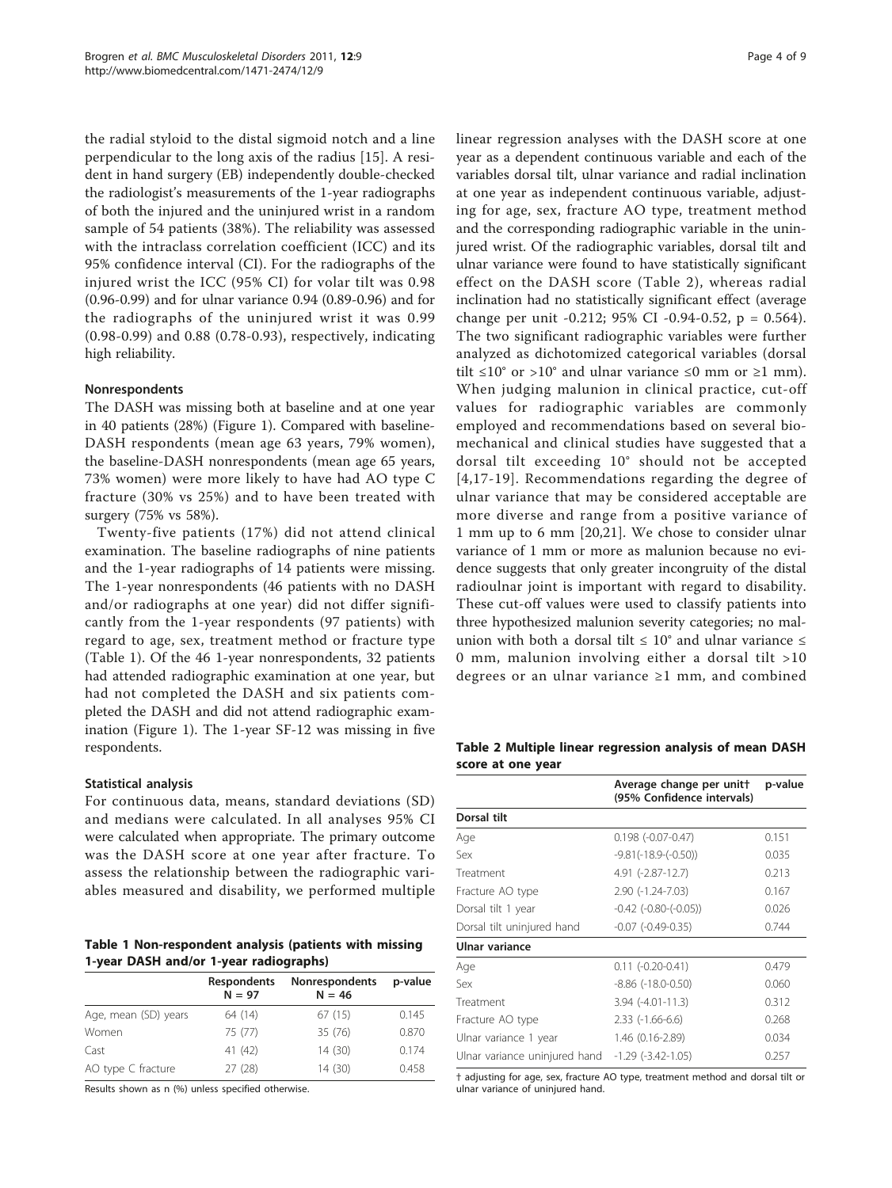the radial styloid to the distal sigmoid notch and a line perpendicular to the long axis of the radius [15]. A resident in hand surgery (EB) independently double-checked the radiologist's measurements of the 1-year radiographs of both the injured and the uninjured wrist in a random sample of 54 patients (38%). The reliability was assessed with the intraclass correlation coefficient (ICC) and its 95% confidence interval (CI). For the radiographs of the injured wrist the ICC (95% CI) for volar tilt was 0.98 (0.96-0.99) and for ulnar variance 0.94 (0.89-0.96) and for the radiographs of the uninjured wrist it was 0.99 (0.98-0.99) and 0.88 (0.78-0.93), respectively, indicating high reliability.

### Nonrespondents

The DASH was missing both at baseline and at one year in 40 patients (28%) (Figure 1). Compared with baseline-DASH respondents (mean age 63 years, 79% women), the baseline-DASH nonrespondents (mean age 65 years, 73% women) were more likely to have had AO type C fracture (30% vs 25%) and to have been treated with surgery (75% vs 58%).

Twenty-five patients (17%) did not attend clinical examination. The baseline radiographs of nine patients and the 1-year radiographs of 14 patients were missing. The 1-year nonrespondents (46 patients with no DASH and/or radiographs at one year) did not differ significantly from the 1-year respondents (97 patients) with regard to age, sex, treatment method or fracture type (Table 1). Of the 46 1-year nonrespondents, 32 patients had attended radiographic examination at one year, but had not completed the DASH and six patients completed the DASH and did not attend radiographic examination (Figure 1). The 1-year SF-12 was missing in five respondents.

### Statistical analysis

For continuous data, means, standard deviations (SD) and medians were calculated. In all analyses 95% CI were calculated when appropriate. The primary outcome was the DASH score at one year after fracture. To assess the relationship between the radiographic variables measured and disability, we performed multiple linear regression analyses with the DASH score at one year as a dependent continuous variable and each of the variables dorsal tilt, ulnar variance and radial inclination at one year as independent continuous variable, adjusting for age, sex, fracture AO type, treatment method and the corresponding radiographic variable in the uninjured wrist. Of the radiographic variables, dorsal tilt and ulnar variance were found to have statistically significant effect on the DASH score (Table 2), whereas radial inclination had no statistically significant effect (average change per unit -0.212; 95% CI -0.94-0.52, p = 0.564). The two significant radiographic variables were further analyzed as dichotomized categorical variables (dorsal tilt ≤10° or >10° and ulnar variance ≤0 mm or ≥1 mm). When judging malunion in clinical practice, cut-off values for radiographic variables are commonly employed and recommendations based on several biomechanical and clinical studies have suggested that a dorsal tilt exceeding 10° should not be accepted [4,17-19]. Recommendations regarding the degree of ulnar variance that may be considered acceptable are more diverse and range from a positive variance of 1 mm up to 6 mm [20,21]. We chose to consider ulnar variance of 1 mm or more as malunion because no evidence suggests that only greater incongruity of the distal radioulnar joint is important with regard to disability. These cut-off values were used to classify patients into three hypothesized malunion severity categories; no malunion with both a dorsal tilt ≤ 10° and ulnar variance ≤ 0 mm, malunion involving either a dorsal tilt >10 degrees or an ulnar variance ≥1 mm, and combined

**Table 1 Non-respondent analysis (patients with missing 1-year DASH and/or 1-year radiographs)**

| | Respondents N = 97 | Nonrespondents N = 46 | p-value |
|---|---|---|---|
| Age, mean (SD) years | 64 (14) | 67 (15) | 0.145 |
| Women | 75 (77) | 35 (76) | 0.870 |
| Cast | 41 (42) | 14 (30) | 0.174 |
| AO type C fracture | 27 (28) | 14 (30) | 0.458 |

Results shown as n (%) unless specified otherwise.

**Table 2 Multiple linear regression analysis of mean DASH score at one year**

| | Average change per unit† (95% Confidence intervals) | p-value |
|---|---|---|
| **Dorsal tilt** | | |
| Age | 0.198 (-0.07-0.47) | 0.151 |
| Sex | -9.81(-18.9-(-0.50)) | 0.035 |
| Treatment | 4.91 (-2.87-12.7) | 0.213 |
| Fracture AO type | 2.90 (-1.24-7.03) | 0.167 |
| Dorsal tilt 1 year | -0.42 (-0.80-(-0.05)) | 0.026 |
| Dorsal tilt uninjured hand | -0.07 (-0.49-0.35) | 0.744 |
| **Ulnar variance** | | |
| Age | 0.11 (-0.20-0.41) | 0.479 |
| Sex | -8.86 (-18.0-0.50) | 0.060 |
| Treatment | 3.94 (-4.01-11.3) | 0.312 |
| Fracture AO type | 2.33 (-1.66-6.6) | 0.268 |
| Ulnar variance 1 year | 1.46 (0.16-2.89) | 0.034 |
| Ulnar variance uninjured hand | -1.29 (-3.42-1.05) | 0.257 |

† adjusting for age, sex, fracture AO type, treatment method and dorsal tilt or ulnar variance of uninjured hand.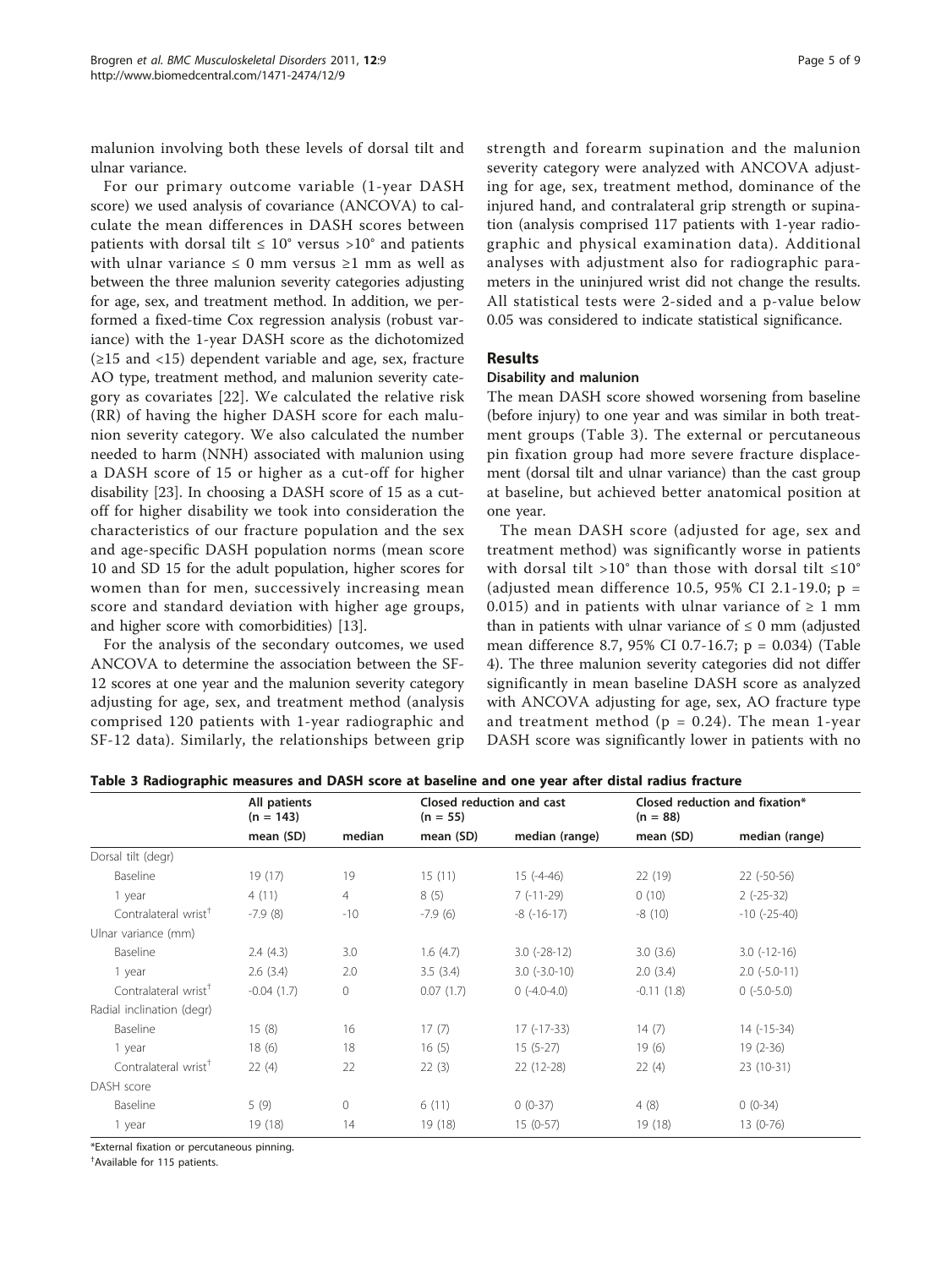malunion involving both these levels of dorsal tilt and ulnar variance.

For our primary outcome variable (1-year DASH score) we used analysis of covariance (ANCOVA) to calculate the mean differences in DASH scores between patients with dorsal tilt ≤ 10° versus >10° and patients with ulnar variance ≤ 0 mm versus ≥1 mm as well as between the three malunion severity categories adjusting for age, sex, and treatment method. In addition, we performed a fixed-time Cox regression analysis (robust variance) with the 1-year DASH score as the dichotomized (≥15 and <15) dependent variable and age, sex, fracture AO type, treatment method, and malunion severity category as covariates [22]. We calculated the relative risk (RR) of having the higher DASH score for each malunion severity category. We also calculated the number needed to harm (NNH) associated with malunion using a DASH score of 15 or higher as a cut-off for higher disability [23]. In choosing a DASH score of 15 as a cut-off for higher disability we took into consideration the characteristics of our fracture population and the sex and age-specific DASH population norms (mean score 10 and SD 15 for the adult population, higher scores for women than for men, successively increasing mean score and standard deviation with higher age groups, and higher score with comorbidities) [13].

For the analysis of the secondary outcomes, we used ANCOVA to determine the association between the SF-12 scores at one year and the malunion severity category adjusting for age, sex, and treatment method (analysis comprised 120 patients with 1-year radiographic and SF-12 data). Similarly, the relationships between grip strength and forearm supination and the malunion severity category were analyzed with ANCOVA adjusting for age, sex, treatment method, dominance of the injured hand, and contralateral grip strength or supination (analysis comprised 117 patients with 1-year radiographic and physical examination data). Additional analyses with adjustment also for radiographic parameters in the uninjured wrist did not change the results. All statistical tests were 2-sided and a p-value below 0.05 was considered to indicate statistical significance.

## Results

### Disability and malunion

The mean DASH score showed worsening from baseline (before injury) to one year and was similar in both treatment groups (Table 3). The external or percutaneous pin fixation group had more severe fracture displacement (dorsal tilt and ulnar variance) than the cast group at baseline, but achieved better anatomical position at one year.

The mean DASH score (adjusted for age, sex and treatment method) was significantly worse in patients with dorsal tilt >10° than those with dorsal tilt ≤10° (adjusted mean difference 10.5, 95% CI 2.1-19.0; $p = 0.015$) and in patients with ulnar variance of ≥ 1 mm than in patients with ulnar variance of ≤ 0 mm (adjusted mean difference 8.7, 95% CI 0.7-16.7; $p = 0.034$) (Table 4). The three malunion severity categories did not differ significantly in mean baseline DASH score as analyzed with ANCOVA adjusting for age, sex, AO fracture type and treatment method ($p = 0.24$). The mean 1-year DASH score was significantly lower in patients with no

**Table 3 Radiographic measures and DASH score at baseline and one year after distal radius fracture**

| | All patients (n = 143) | | Closed reduction and cast (n = 55) | | Closed reduction and fixation* (n = 88) | |
|---|---|---|---|---|---|---|
| | mean (SD) | median | mean (SD) | median (range) | mean (SD) | median (range) |
| Dorsal tilt (degr) | | | | | | |
| Baseline | 19 (17) | 19 | 15 (11) | 15 (-4-46) | 22 (19) | 22 (-50-56) |
| 1 year | 4 (11) | 4 | 8 (5) | 7 (-11-29) | 0 (10) | 2 (-25-32) |
| Contralateral wrist† | -7.9 (8) | -10 | -7.9 (6) | -8 (-16-17) | -8 (10) | -10 (-25-40) |
| Ulnar variance (mm) | | | | | | |
| Baseline | 2.4 (4.3) | 3.0 | 1.6 (4.7) | 3.0 (-28-12) | 3.0 (3.6) | 3.0 (-12-16) |
| 1 year | 2.6 (3.4) | 2.0 | 3.5 (3.4) | 3.0 (-3.0-10) | 2.0 (3.4) | 2.0 (-5.0-11) |
| Contralateral wrist† | -0.04 (1.7) | 0 | 0.07 (1.7) | 0 (-4.0-4.0) | -0.11 (1.8) | 0 (-5.0-5.0) |
| Radial inclination (degr) | | | | | | |
| Baseline | 15 (8) | 16 | 17 (7) | 17 (-17-33) | 14 (7) | 14 (-15-34) |
| 1 year | 18 (6) | 18 | 16 (5) | 15 (5-27) | 19 (6) | 19 (2-36) |
| Contralateral wrist† | 22 (4) | 22 | 22 (3) | 22 (12-28) | 22 (4) | 23 (10-31) |
| DASH score | | | | | | |
| Baseline | 5 (9) | 0 | 6 (11) | 0 (0-37) | 4 (8) | 0 (0-34) |
| 1 year | 19 (18) | 14 | 19 (18) | 15 (0-57) | 19 (18) | 13 (0-76) |

*External fixation or percutaneous pinning.

†Available for 115 patients.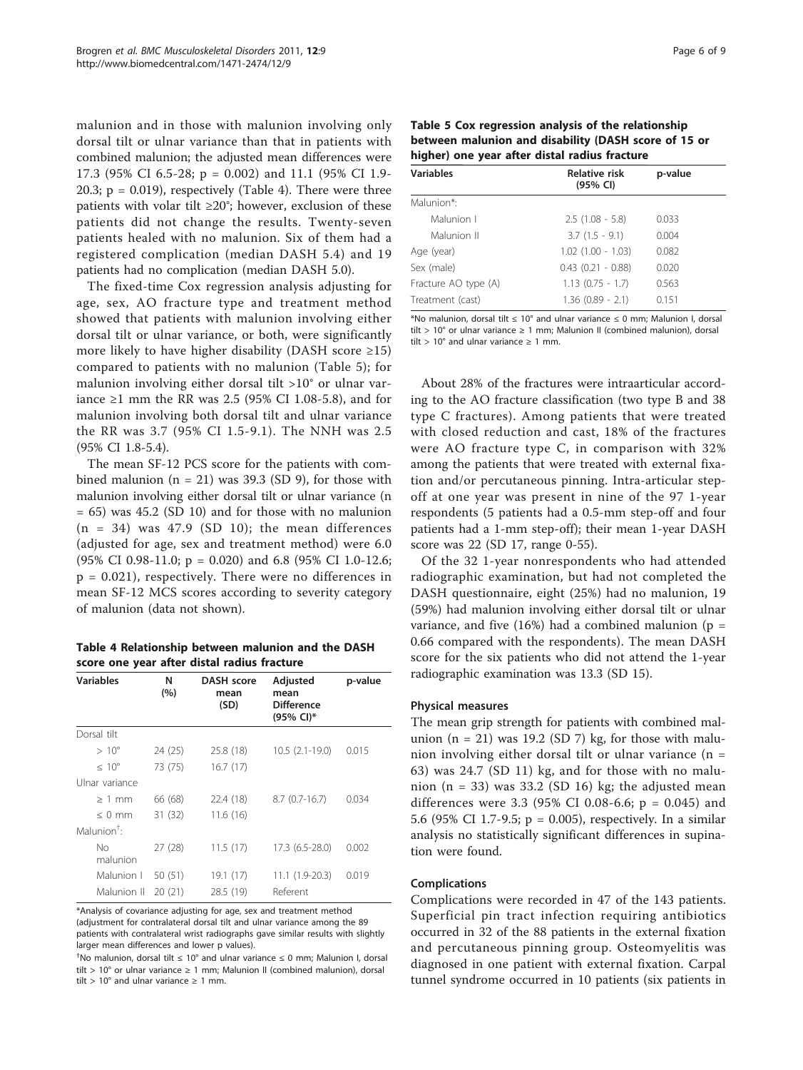malunion and in those with malunion involving only dorsal tilt or ulnar variance than that in patients with combined malunion; the adjusted mean differences were 17.3 (95% CI 6.5-28; p = 0.002) and 11.1 (95% CI 1.9-20.3; p = 0.019), respectively (Table 4). There were three patients with volar tilt ≥20°; however, exclusion of these patients did not change the results. Twenty-seven patients healed with no malunion. Six of them had a registered complication (median DASH 5.4) and 19 patients had no complication (median DASH 5.0).

The fixed-time Cox regression analysis adjusting for age, sex, AO fracture type and treatment method showed that patients with malunion involving either dorsal tilt or ulnar variance, or both, were significantly more likely to have higher disability (DASH score ≥15) compared to patients with no malunion (Table 5); for malunion involving either dorsal tilt >10° or ulnar variance ≥1 mm the RR was 2.5 (95% CI 1.08-5.8), and for malunion involving both dorsal tilt and ulnar variance the RR was 3.7 (95% CI 1.5-9.1). The NNH was 2.5 (95% CI 1.8-5.4).

The mean SF-12 PCS score for the patients with combined malunion (n = 21) was 39.3 (SD 9), for those with malunion involving either dorsal tilt or ulnar variance (n = 65) was 45.2 (SD 10) and for those with no malunion (n = 34) was 47.9 (SD 10); the mean differences (adjusted for age, sex and treatment method) were 6.0 (95% CI 0.98-11.0; p = 0.020) and 6.8 (95% CI 1.0-12.6; p = 0.021), respectively. There were no differences in mean SF-12 MCS scores according to severity category of malunion (data not shown).

**Table 4 Relationship between malunion and the DASH score one year after distal radius fracture**

| Variables | N (%) | DASH score mean (SD) | Adjusted mean Difference (95% CI)* | p-value |
|---|---|---|---|---|
| Dorsal tilt | | | | |
| > 10° | 24 (25) | 25.8 (18) | 10.5 (2.1-19.0) | 0.015 |
| ≤ 10° | 73 (75) | 16.7 (17) | | |
| Ulnar variance | | | | |
| ≥ 1 mm | 66 (68) | 22.4 (18) | 8.7 (0.7-16.7) | 0.034 |
| ≤ 0 mm | 31 (32) | 11.6 (16) | | |
| Malunion[†]: | | | | |
| No malunion | 27 (28) | 11.5 (17) | 17.3 (6.5-28.0) | 0.002 |
| Malunion I | 50 (51) | 19.1 (17) | 11.1 (1.9-20.3) | 0.019 |
| Malunion II | 20 (21) | 28.5 (19) | Referent | |

*Analysis of covariance adjusting for age, sex and treatment method (adjustment for contralateral dorsal tilt and ulnar variance among the 89 patients with contralateral wrist radiographs gave similar results with slightly larger mean differences and lower p values).

[†]No malunion, dorsal tilt ≤ 10° and ulnar variance ≤ 0 mm; Malunion I, dorsal tilt > 10° or ulnar variance ≥ 1 mm; Malunion II (combined malunion), dorsal tilt > 10° and ulnar variance ≥ 1 mm.

**Table 5 Cox regression analysis of the relationship between malunion and disability (DASH score of 15 or higher) one year after distal radius fracture**

| Variables | Relative risk (95% CI) | p-value |
|---|---|---|
| Malunion*: | | |
| Malunion I | 2.5 (1.08 - 5.8) | 0.033 |
| Malunion II | 3.7 (1.5 - 9.1) | 0.004 |
| Age (year) | 1.02 (1.00 - 1.03) | 0.082 |
| Sex (male) | 0.43 (0.21 - 0.88) | 0.020 |
| Fracture AO type (A) | 1.13 (0.75 - 1.7) | 0.563 |
| Treatment (cast) | 1.36 (0.89 - 2.1) | 0.151 |

*No malunion, dorsal tilt ≤ 10° and ulnar variance ≤ 0 mm; Malunion I, dorsal tilt > 10° or ulnar variance ≥ 1 mm; Malunion II (combined malunion), dorsal tilt > 10° and ulnar variance ≥ 1 mm.

About 28% of the fractures were intraarticular according to the AO fracture classification (two type B and 38 type C fractures). Among patients that were treated with closed reduction and cast, 18% of the fractures were AO fracture type C, in comparison with 32% among the patients that were treated with external fixation and/or percutaneous pinning. Intra-articular step-off at one year was present in nine of the 97 1-year respondents (5 patients had a 0.5-mm step-off and four patients had a 1-mm step-off); their mean 1-year DASH score was 22 (SD 17, range 0-55).

Of the 32 1-year nonrespondents who had attended radiographic examination, but had not completed the DASH questionnaire, eight (25%) had no malunion, 19 (59%) had malunion involving either dorsal tilt or ulnar variance, and five (16%) had a combined malunion (p = 0.66 compared with the respondents). The mean DASH score for the six patients who did not attend the 1-year radiographic examination was 13.3 (SD 15).

### Physical measures

The mean grip strength for patients with combined malunion (n = 21) was 19.2 (SD 7) kg, for those with malunion involving either dorsal tilt or ulnar variance (n = 63) was 24.7 (SD 11) kg, and for those with no malunion (n = 33) was 33.2 (SD 16) kg; the adjusted mean differences were 3.3 (95% CI 0.08-6.6; p = 0.045) and 5.6 (95% CI 1.7-9.5; p = 0.005), respectively. In a similar analysis no statistically significant differences in supination were found.

### Complications

Complications were recorded in 47 of the 143 patients. Superficial pin tract infection requiring antibiotics occurred in 32 of the 88 patients in the external fixation and percutaneous pinning group. Osteomyelitis was diagnosed in one patient with external fixation. Carpal tunnel syndrome occurred in 10 patients (six patients in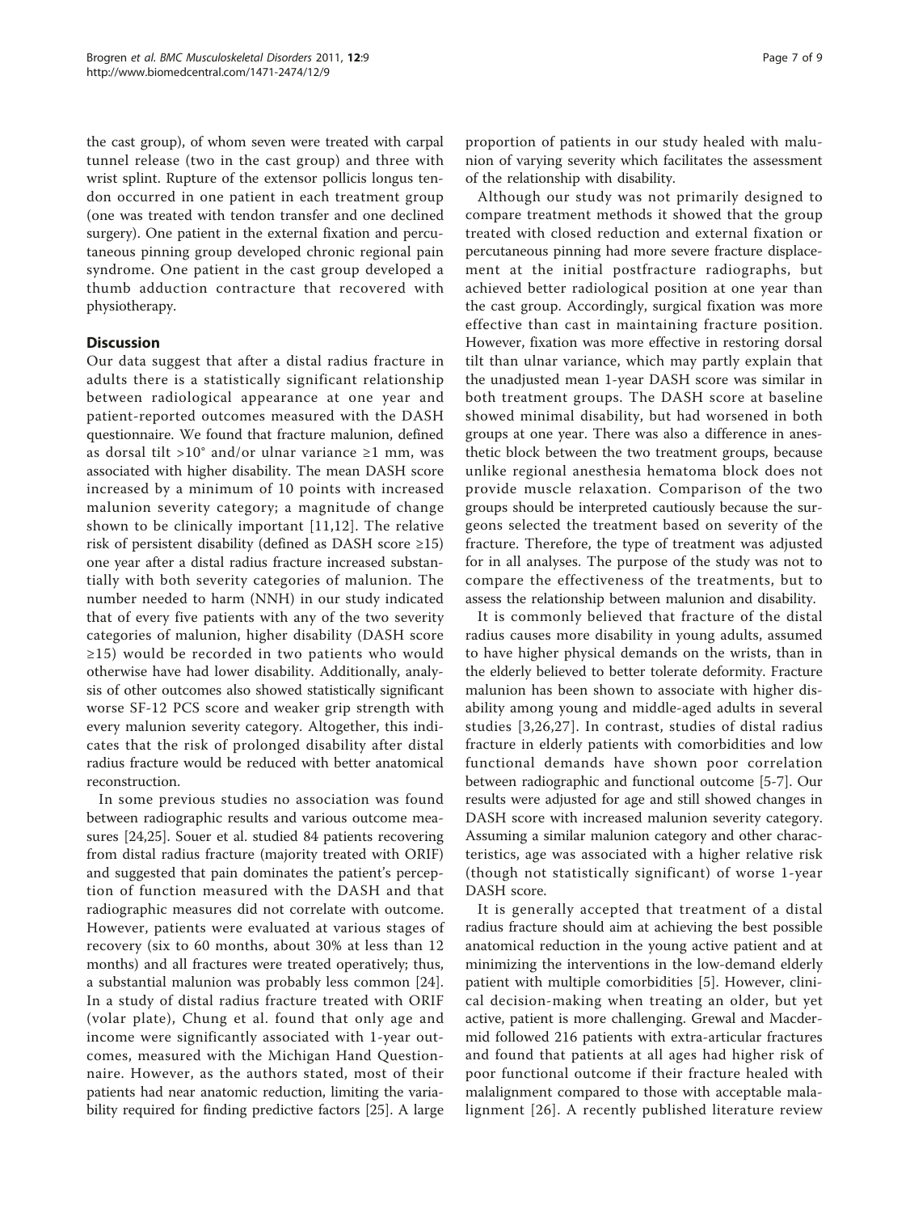the cast group), of whom seven were treated with carpal tunnel release (two in the cast group) and three with wrist splint. Rupture of the extensor pollicis longus tendon occurred in one patient in each treatment group (one was treated with tendon transfer and one declined surgery). One patient in the external fixation and percutaneous pinning group developed chronic regional pain syndrome. One patient in the cast group developed a thumb adduction contracture that recovered with physiotherapy.

## Discussion

Our data suggest that after a distal radius fracture in adults there is a statistically significant relationship between radiological appearance at one year and patient-reported outcomes measured with the DASH questionnaire. We found that fracture malunion, defined as dorsal tilt >10° and/or ulnar variance ≥1 mm, was associated with higher disability. The mean DASH score increased by a minimum of 10 points with increased malunion severity category; a magnitude of change shown to be clinically important [11,12]. The relative risk of persistent disability (defined as DASH score ≥15) one year after a distal radius fracture increased substantially with both severity categories of malunion. The number needed to harm (NNH) in our study indicated that of every five patients with any of the two severity categories of malunion, higher disability (DASH score ≥15) would be recorded in two patients who would otherwise have had lower disability. Additionally, analysis of other outcomes also showed statistically significant worse SF-12 PCS score and weaker grip strength with every malunion severity category. Altogether, this indicates that the risk of prolonged disability after distal radius fracture would be reduced with better anatomical reconstruction.

In some previous studies no association was found between radiographic results and various outcome measures [24,25]. Souer et al. studied 84 patients recovering from distal radius fracture (majority treated with ORIF) and suggested that pain dominates the patient's perception of function measured with the DASH and that radiographic measures did not correlate with outcome. However, patients were evaluated at various stages of recovery (six to 60 months, about 30% at less than 12 months) and all fractures were treated operatively; thus, a substantial malunion was probably less common [24]. In a study of distal radius fracture treated with ORIF (volar plate), Chung et al. found that only age and income were significantly associated with 1-year outcomes, measured with the Michigan Hand Questionnaire. However, as the authors stated, most of their patients had near anatomic reduction, limiting the variability required for finding predictive factors [25]. A large proportion of patients in our study healed with malunion of varying severity which facilitates the assessment of the relationship with disability.

Although our study was not primarily designed to compare treatment methods it showed that the group treated with closed reduction and external fixation or percutaneous pinning had more severe fracture displacement at the initial postfracture radiographs, but achieved better radiological position at one year than the cast group. Accordingly, surgical fixation was more effective than cast in maintaining fracture position. However, fixation was more effective in restoring dorsal tilt than ulnar variance, which may partly explain that the unadjusted mean 1-year DASH score was similar in both treatment groups. The DASH score at baseline showed minimal disability, but had worsened in both groups at one year. There was also a difference in anesthetic block between the two treatment groups, because unlike regional anesthesia hematoma block does not provide muscle relaxation. Comparison of the two groups should be interpreted cautiously because the surgeons selected the treatment based on severity of the fracture. Therefore, the type of treatment was adjusted for in all analyses. The purpose of the study was not to compare the effectiveness of the treatments, but to assess the relationship between malunion and disability.

It is commonly believed that fracture of the distal radius causes more disability in young adults, assumed to have higher physical demands on the wrists, than in the elderly believed to better tolerate deformity. Fracture malunion has been shown to associate with higher disability among young and middle-aged adults in several studies [3,26,27]. In contrast, studies of distal radius fracture in elderly patients with comorbidities and low functional demands have shown poor correlation between radiographic and functional outcome [5-7]. Our results were adjusted for age and still showed changes in DASH score with increased malunion severity category. Assuming a similar malunion category and other characteristics, age was associated with a higher relative risk (though not statistically significant) of worse 1-year DASH score.

It is generally accepted that treatment of a distal radius fracture should aim at achieving the best possible anatomical reduction in the young active patient and at minimizing the interventions in the low-demand elderly patient with multiple comorbidities [5]. However, clinical decision-making when treating an older, but yet active, patient is more challenging. Grewal and Macdermid followed 216 patients with extra-articular fractures and found that patients at all ages had higher risk of poor functional outcome if their fracture healed with malalignment compared to those with acceptable malalignment [26]. A recently published literature review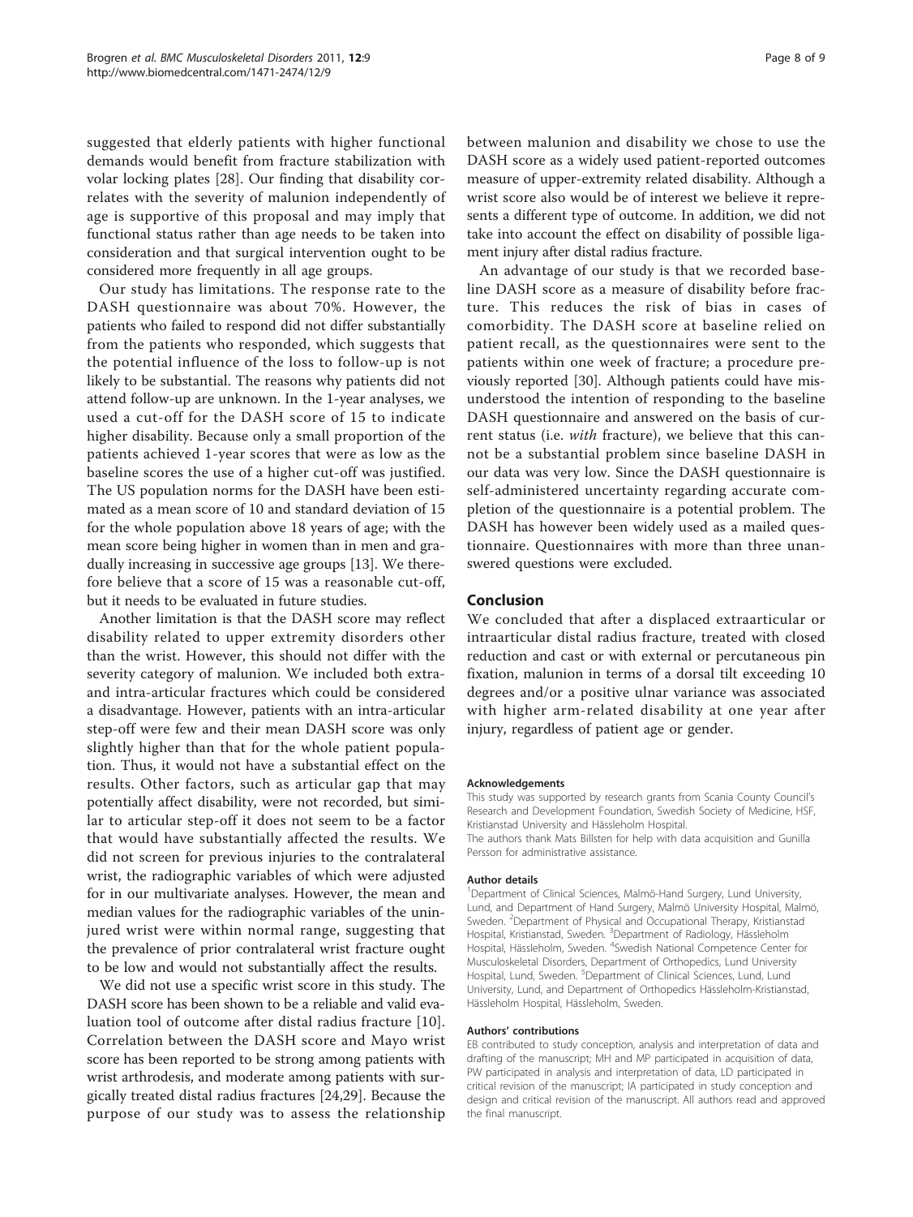suggested that elderly patients with higher functional demands would benefit from fracture stabilization with volar locking plates [28]. Our finding that disability correlates with the severity of malunion independently of age is supportive of this proposal and may imply that functional status rather than age needs to be taken into consideration and that surgical intervention ought to be considered more frequently in all age groups.

Our study has limitations. The response rate to the DASH questionnaire was about 70%. However, the patients who failed to respond did not differ substantially from the patients who responded, which suggests that the potential influence of the loss to follow-up is not likely to be substantial. The reasons why patients did not attend follow-up are unknown. In the 1-year analyses, we used a cut-off for the DASH score of 15 to indicate higher disability. Because only a small proportion of the patients achieved 1-year scores that were as low as the baseline scores the use of a higher cut-off was justified. The US population norms for the DASH have been estimated as a mean score of 10 and standard deviation of 15 for the whole population above 18 years of age; with the mean score being higher in women than in men and gradually increasing in successive age groups [13]. We therefore believe that a score of 15 was a reasonable cut-off, but it needs to be evaluated in future studies.

Another limitation is that the DASH score may reflect disability related to upper extremity disorders other than the wrist. However, this should not differ with the severity category of malunion. We included both extra- and intra-articular fractures which could be considered a disadvantage. However, patients with an intra-articular step-off were few and their mean DASH score was only slightly higher than that for the whole patient population. Thus, it would not have a substantial effect on the results. Other factors, such as articular gap that may potentially affect disability, were not recorded, but similar to articular step-off it does not seem to be a factor that would have substantially affected the results. We did not screen for previous injuries to the contralateral wrist, the radiographic variables of which were adjusted for in our multivariate analyses. However, the mean and median values for the radiographic variables of the uninjured wrist were within normal range, suggesting that the prevalence of prior contralateral wrist fracture ought to be low and would not substantially affect the results.

We did not use a specific wrist score in this study. The DASH score has been shown to be a reliable and valid evaluation tool of outcome after distal radius fracture [10]. Correlation between the DASH score and Mayo wrist score has been reported to be strong among patients with wrist arthrodesis, and moderate among patients with surgically treated distal radius fractures [24,29]. Because the purpose of our study was to assess the relationship between malunion and disability we chose to use the DASH score as a widely used patient-reported outcomes measure of upper-extremity related disability. Although a wrist score also would be of interest we believe it represents a different type of outcome. In addition, we did not take into account the effect on disability of possible ligament injury after distal radius fracture.

An advantage of our study is that we recorded baseline DASH score as a measure of disability before fracture. This reduces the risk of bias in cases of comorbidity. The DASH score at baseline relied on patient recall, as the questionnaires were sent to the patients within one week of fracture; a procedure previously reported [30]. Although patients could have misunderstood the intention of responding to the baseline DASH questionnaire and answered on the basis of current status (i.e. *with* fracture), we believe that this cannot be a substantial problem since baseline DASH in our data was very low. Since the DASH questionnaire is self-administered uncertainty regarding accurate completion of the questionnaire is a potential problem. The DASH has however been widely used as a mailed questionnaire. Questionnaires with more than three unanswered questions were excluded.

## Conclusion

We concluded that after a displaced extraarticular or intraarticular distal radius fracture, treated with closed reduction and cast or with external or percutaneous pin fixation, malunion in terms of a dorsal tilt exceeding 10 degrees and/or a positive ulnar variance was associated with higher arm-related disability at one year after injury, regardless of patient age or gender.

#### Acknowledgements

This study was supported by research grants from Scania County Council's Research and Development Foundation, Swedish Society of Medicine, HSF, Kristianstad University and Hässleholm Hospital.
The authors thank Mats Billsten for help with data acquisition and Gunilla Persson for administrative assistance.

#### Author details

[1]Department of Clinical Sciences, Malmö-Hand Surgery, Lund University, Lund, and Department of Hand Surgery, Malmö University Hospital, Malmö, Sweden. [2]Department of Physical and Occupational Therapy, Kristianstad Hospital, Kristianstad, Sweden. [3]Department of Radiology, Hässleholm Hospital, Hässleholm, Sweden. [4]Swedish National Competence Center for Musculoskeletal Disorders, Department of Orthopedics, Lund University Hospital, Lund, Sweden. [5]Department of Clinical Sciences, Lund, Lund University, Lund, and Department of Orthopedics Hässleholm-Kristianstad, Hässleholm Hospital, Hässleholm, Sweden.

#### Authors' contributions

EB contributed to study conception, analysis and interpretation of data and drafting of the manuscript; MH and MP participated in acquisition of data, PW participated in analysis and interpretation of data, LD participated in critical revision of the manuscript; IA participated in study conception and design and critical revision of the manuscript. All authors read and approved the final manuscript.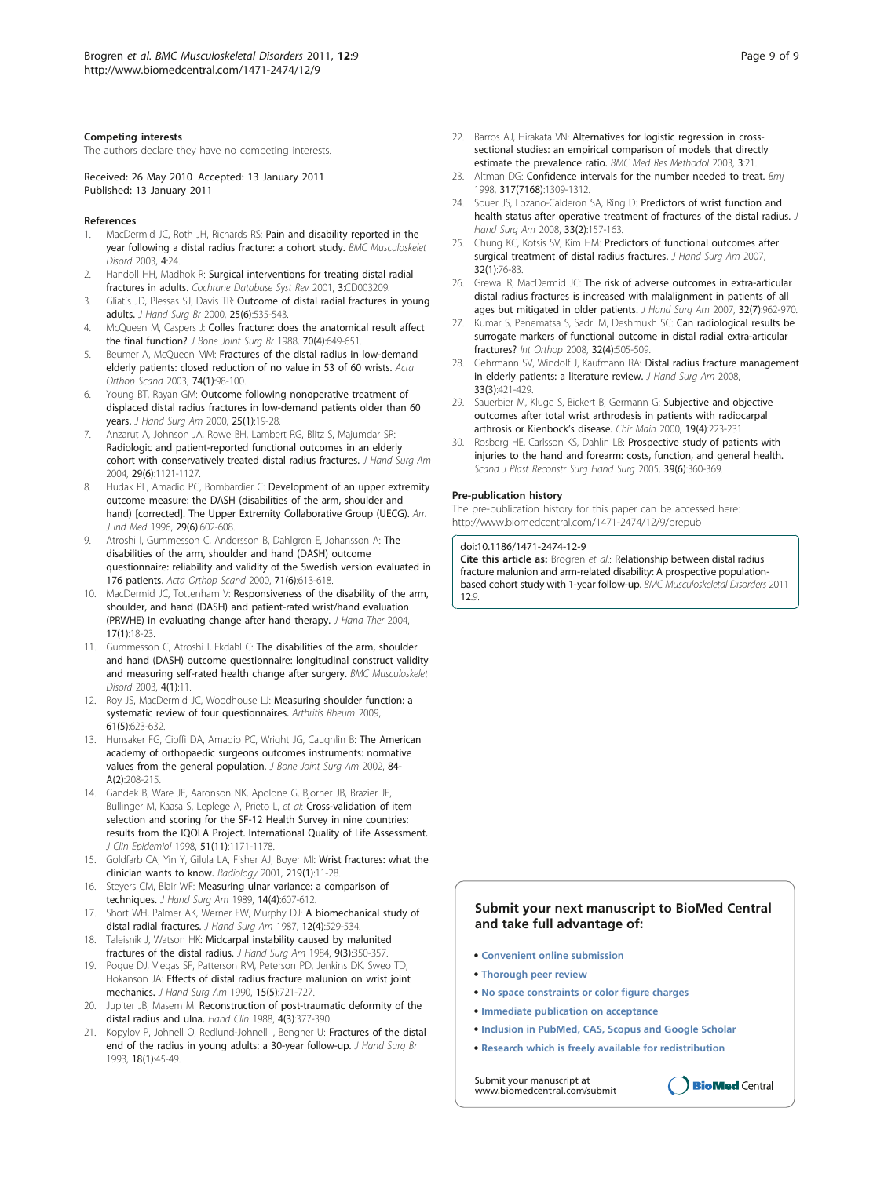### Competing interests

The authors declare they have no competing interests.

Received: 26 May 2010 Accepted: 13 January 2011
Published: 13 January 2011

### References

1. MacDermid JC, Roth JH, Richards RS: **Pain and disability reported in the year following a distal radius fracture: a cohort study.** *BMC Musculoskelet Disord* 2003, **4**:24.
2. Handoll HH, Madhok R: **Surgical interventions for treating distal radial fractures in adults.** *Cochrane Database Syst Rev* 2001, **3**:CD003209.
3. Gliatis JD, Plessas SJ, Davis TR: **Outcome of distal radial fractures in young adults.** *J Hand Surg Br* 2000, **25(6)**:535-543.
4. McQueen M, Caspers J: **Colles fracture: does the anatomical result affect the final function?** *J Bone Joint Surg Br* 1988, **70(4)**:649-651.
5. Beumer A, McQueen MM: **Fractures of the distal radius in low-demand elderly patients: closed reduction of no value in 53 of 60 wrists.** *Acta Orthop Scand* 2003, **74(1)**:98-100.
6. Young BT, Rayan GM: **Outcome following nonoperative treatment of displaced distal radius fractures in low-demand patients older than 60 years.** *J Hand Surg Am* 2000, **25(1)**:19-28.
7. Anzarut A, Johnson JA, Rowe BH, Lambert RG, Blitz S, Majumdar SR: **Radiologic and patient-reported functional outcomes in an elderly cohort with conservatively treated distal radius fractures.** *J Hand Surg Am* 2004, **29(6)**:1121-1127.
8. Hudak PL, Amadio PC, Bombardier C: **Development of an upper extremity outcome measure: the DASH (disabilities of the arm, shoulder and hand) [corrected]. The Upper Extremity Collaborative Group (UECG).** *Am J Ind Med* 1996, **29(6)**:602-608.
9. Atroshi I, Gummesson C, Andersson B, Dahlgren E, Johansson A: **The disabilities of the arm, shoulder and hand (DASH) outcome questionnaire: reliability and validity of the Swedish version evaluated in 176 patients.** *Acta Orthop Scand* 2000, **71(6)**:613-618.
10. MacDermid JC, Tottenham V: **Responsiveness of the disability of the arm, shoulder, and hand (DASH) and patient-rated wrist/hand evaluation (PRWHE) in evaluating change after hand therapy.** *J Hand Ther* 2004, **17(1)**:18-23.
11. Gummesson C, Atroshi I, Ekdahl C: **The disabilities of the arm, shoulder and hand (DASH) outcome questionnaire: longitudinal construct validity and measuring self-rated health change after surgery.** *BMC Musculoskelet Disord* 2003, **4(1)**:11.
12. Roy JS, MacDermid JC, Woodhouse LJ: **Measuring shoulder function: a systematic review of four questionnaires.** *Arthritis Rheum* 2009, **61(5)**:623-632.
13. Hunsaker FG, Cioffi DA, Amadio PC, Wright JG, Caughlin B: **The American academy of orthopaedic surgeons outcomes instruments: normative values from the general population.** *J Bone Joint Surg Am* 2002, **84-A(2)**:208-215.
14. Gandek B, Ware JE, Aaronson NK, Apolone G, Bjorner JB, Brazier JE, Bullinger M, Kaasa S, Leplege A, Prieto L, *et al*: **Cross-validation of item selection and scoring for the SF-12 Health Survey in nine countries: results from the IQOLA Project. International Quality of Life Assessment.** *J Clin Epidemiol* 1998, **51(11)**:1171-1178.
15. Goldfarb CA, Yin Y, Gilula LA, Fisher AJ, Boyer MI: **Wrist fractures: what the clinician wants to know.** *Radiology* 2001, **219(1)**:11-28.
16. Steyers CM, Blair WF: **Measuring ulnar variance: a comparison of techniques.** *J Hand Surg Am* 1989, **14(4)**:607-612.
17. Short WH, Palmer AK, Werner FW, Murphy DJ: **A biomechanical study of distal radial fractures.** *J Hand Surg Am* 1987, **12(4)**:529-534.
18. Taleisnik J, Watson HK: **Midcarpal instability caused by malunited fractures of the distal radius.** *J Hand Surg Am* 1984, **9(3)**:350-357.
19. Pogue DJ, Viegas SF, Patterson RM, Peterson PD, Jenkins DK, Sweo TD, Hokanson JA: **Effects of distal radius fracture malunion on wrist joint mechanics.** *J Hand Surg Am* 1990, **15(5)**:721-727.
20. Jupiter JB, Masem M: **Reconstruction of post-traumatic deformity of the distal radius and ulna.** *Hand Clin* 1988, **4(3)**:377-390.
21. Kopylov P, Johnell O, Redlund-Johnell I, Bengner U: **Fractures of the distal end of the radius in young adults: a 30-year follow-up.** *J Hand Surg Br* 1993, **18(1)**:45-49.
22. Barros AJ, Hirakata VN: **Alternatives for logistic regression in cross-sectional studies: an empirical comparison of models that directly estimate the prevalence ratio.** *BMC Med Res Methodol* 2003, **3**:21.
23. Altman DG: **Confidence intervals for the number needed to treat.** *Bmj* 1998, **317(7168)**:1309-1312.
24. Souer JS, Lozano-Calderon SA, Ring D: **Predictors of wrist function and health status after operative treatment of fractures of the distal radius.** *J Hand Surg Am* 2008, **33(2)**:157-163.
25. Chung KC, Kotsis SV, Kim HM: **Predictors of functional outcomes after surgical treatment of distal radius fractures.** *J Hand Surg Am* 2007, **32(1)**:76-83.
26. Grewal R, MacDermid JC: **The risk of adverse outcomes in extra-articular distal radius fractures is increased with malalignment in patients of all ages but mitigated in older patients.** *J Hand Surg Am* 2007, **32(7)**:962-970.
27. Kumar S, Penematsa S, Sadri M, Deshmukh SC: **Can radiological results be surrogate markers of functional outcome in distal radial extra-articular fractures?** *Int Orthop* 2008, **32(4)**:505-509.
28. Gehrmann SV, Windolf J, Kaufmann RA: **Distal radius fracture management in elderly patients: a literature review.** *J Hand Surg Am* 2008, **33(3)**:421-429.
29. Sauerbier M, Kluge S, Bickert B, Germann G: **Subjective and objective outcomes after total wrist arthrodesis in patients with radiocarpal arthrosis or Kienbock's disease.** *Chir Main* 2000, **19(4)**:223-231.
30. Rosberg HE, Carlsson KS, Dahlin LB: **Prospective study of patients with injuries to the hand and forearm: costs, function, and general health.** *Scand J Plast Reconstr Surg Hand Surg* 2005, **39(6)**:360-369.

### Pre-publication history

The pre-publication history for this paper can be accessed here:
http://www.biomedcentral.com/1471-2474/12/9/prepub

doi:10.1186/1471-2474-12-9

**Cite this article as:** Brogren *et al.*: Relationship between distal radius fracture malunion and arm-related disability: A prospective population-based cohort study with 1-year follow-up. *BMC Musculoskeletal Disorders* 2011 **12**:9.

**Submit your next manuscript to BioMed Central and take full advantage of:**

- **Convenient online submission**
- **Thorough peer review**
- **No space constraints or color figure charges**
- **Immediate publication on acceptance**
- **Inclusion in PubMed, CAS, Scopus and Google Scholar**
- **Research which is freely available for redistribution**

Submit your manuscript at
www.biomedcentral.com/submit

BioMed Central